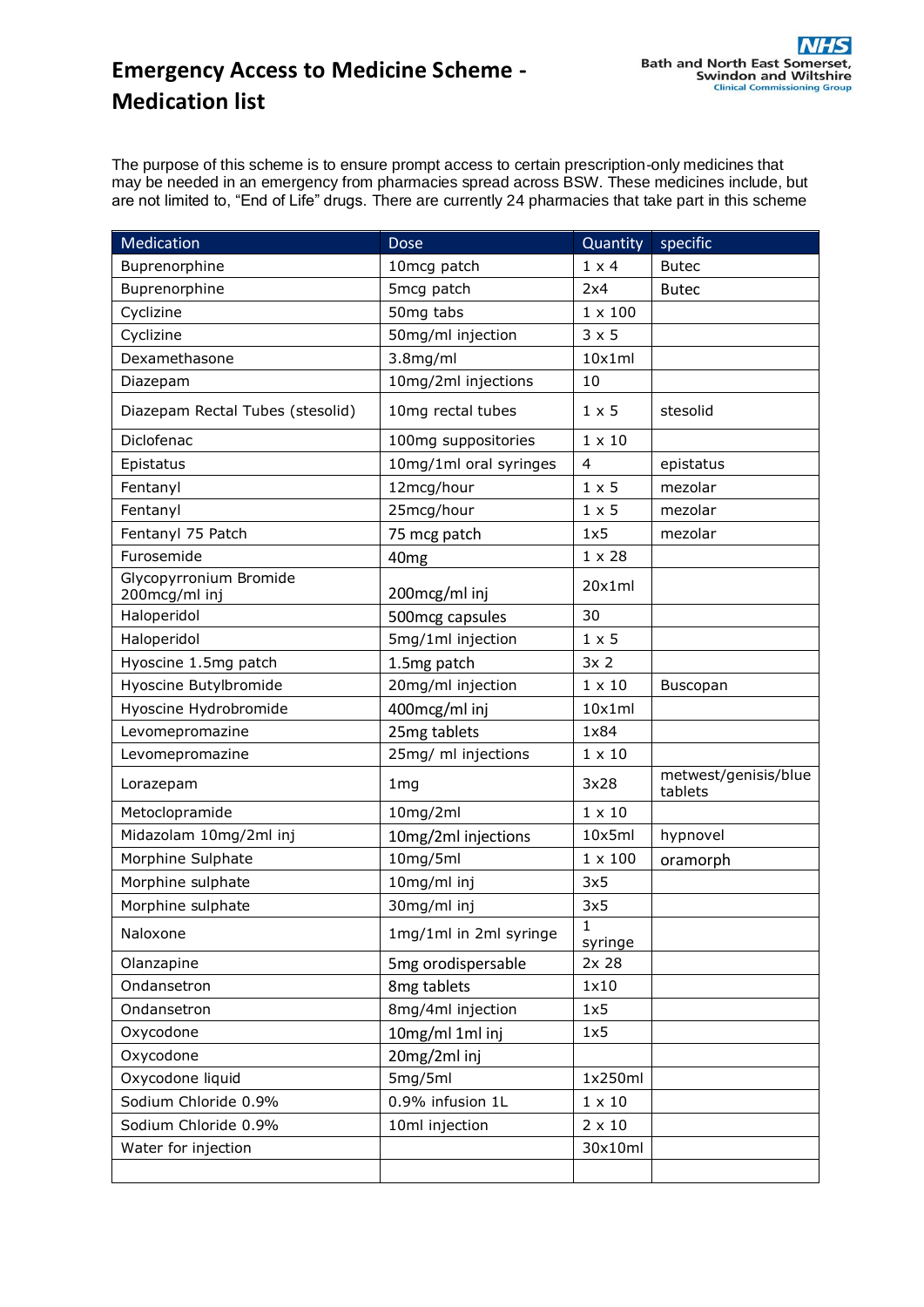# Emergency Access to Medicine Scheme - Medication list

The purpose of this scheme is to ensure prompt access to certain prescription-only medicines that may be needed in an emergency from pharmacies spread across BSW. These medicines include, but are not limited to, "End of Life" drugs. There are currently 24 pharmacies that take part in this scheme

| Medication | Dose | Quantity | specific |
|---|---|---|---|
| Buprenorphine | 10mcg patch | 1 x 4 | Butec |
| Buprenorphine | 5mcg patch | 2x4 | Butec |
| Cyclizine | 50mg tabs | 1 x 100 | |
| Cyclizine | 50mg/ml injection | 3 x 5 | |
| Dexamethasone | 3.8mg/ml | 10x1ml | |
| Diazepam | 10mg/2ml injections | 10 | |
| Diazepam Rectal Tubes (stesolid) | 10mg rectal tubes | 1 x 5 | stesolid |
| Diclofenac | 100mg suppositories | 1 x 10 | |
| Epistatus | 10mg/1ml oral syringes | 4 | epistatus |
| Fentanyl | 12mcg/hour | 1 x 5 | mezolar |
| Fentanyl | 25mcg/hour | 1 x 5 | mezolar |
| Fentanyl 75 Patch | 75 mcg patch | 1x5 | mezolar |
| Furosemide | 40mg | 1 x 28 | |
| Glycopyrronium Bromide 200mcg/ml inj | 200mcg/ml inj | 20x1ml | |
| Haloperidol | 500mcg capsules | 30 | |
| Haloperidol | 5mg/1ml injection | 1 x 5 | |
| Hyoscine 1.5mg patch | 1.5mg patch | 3x 2 | |
| Hyoscine Butylbromide | 20mg/ml injection | 1 x 10 | Buscopan |
| Hyoscine Hydrobromide | 400mcg/ml inj | 10x1ml | |
| Levomepromazine | 25mg tablets | 1x84 | |
| Levomepromazine | 25mg/ ml injections | 1 x 10 | |
| Lorazepam | 1mg | 3x28 | metwest/genisis/blue tablets |
| Metoclopramide | 10mg/2ml | 1 x 10 | |
| Midazolam 10mg/2ml inj | 10mg/2ml injections | 10x5ml | hypnovel |
| Morphine Sulphate | 10mg/5ml | 1 x 100 | oramorph |
| Morphine sulphate | 10mg/ml inj | 3x5 | |
| Morphine sulphate | 30mg/ml inj | 3x5 | |
| Naloxone | 1mg/1ml in 2ml syringe | 1 syringe | |
| Olanzapine | 5mg orodispersable | 2x 28 | |
| Ondansetron | 8mg tablets | 1x10 | |
| Ondansetron | 8mg/4ml injection | 1x5 | |
| Oxycodone | 10mg/ml 1ml inj | 1x5 | |
| Oxycodone | 20mg/2ml inj | | |
| Oxycodone liquid | 5mg/5ml | 1x250ml | |
| Sodium Chloride 0.9% | 0.9% infusion 1L | 1 x 10 | |
| Sodium Chloride 0.9% | 10ml injection | 2 x 10 | |
| Water for injection | | 30x10ml | |
| | | | |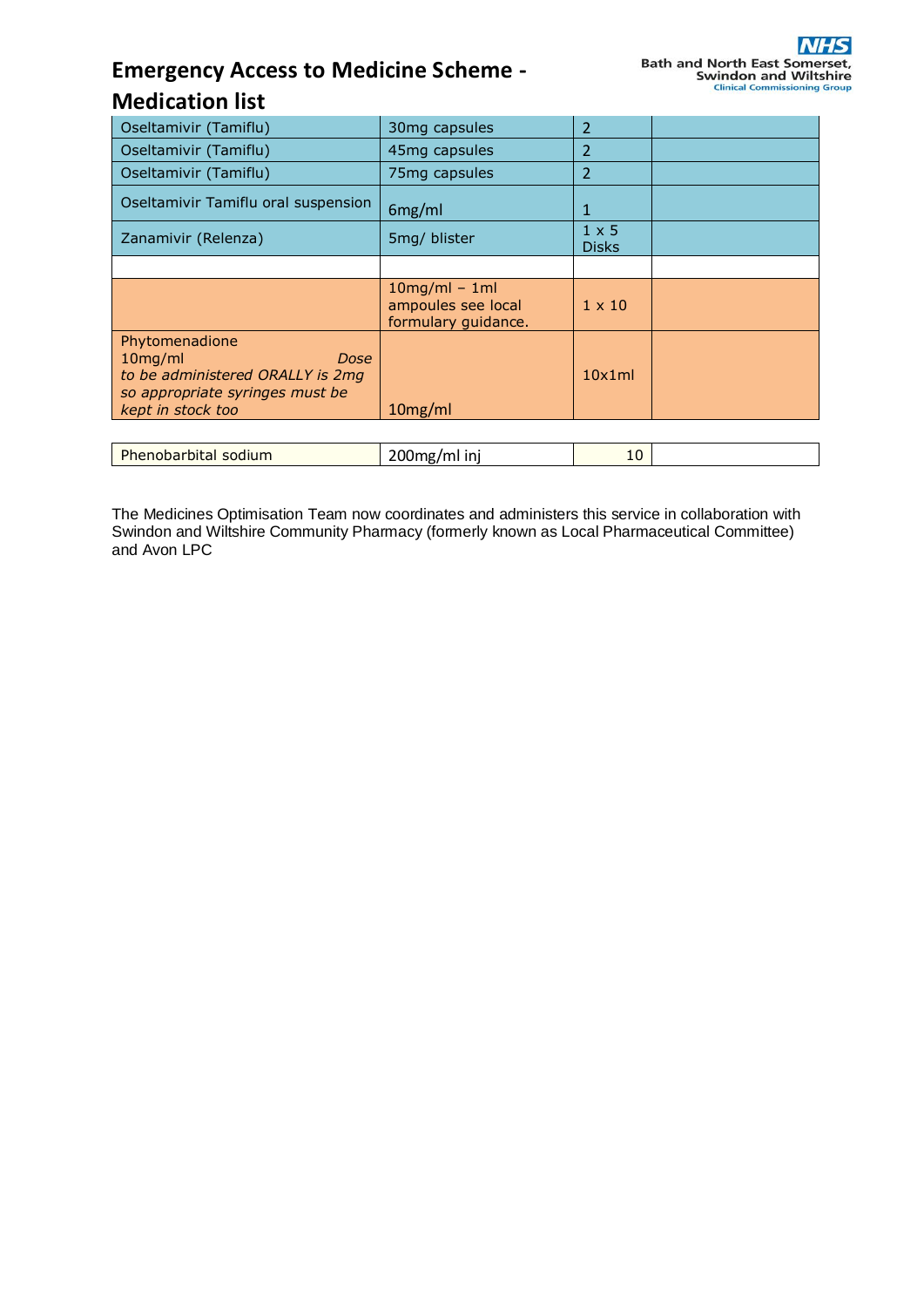# Emergency Access to Medicine Scheme - Medication list

| | | | |
|---|---|---|---|
| Oseltamivir (Tamiflu) | 30mg capsules | 2 | |
| Oseltamivir (Tamiflu) | 45mg capsules | 2 | |
| Oseltamivir (Tamiflu) | 75mg capsules | 2 | |
| Oseltamivir Tamiflu oral suspension | 6mg/ml | 1 | |
| Zanamivir (Relenza) | 5mg/ blister | 1 x 5 Disks | |
| | | | |
| | 10mg/ml – 1ml ampoules see local formulary guidance. | 1 x 10 | |
| Phytomenadione 10mg/ml *Dose to be administered ORALLY is 2mg so appropriate syringes must be kept in stock too* | 10mg/ml | 10x1ml | |
| Phenobarbital sodium | 200mg/ml inj | 10 | |

The Medicines Optimisation Team now coordinates and administers this service in collaboration with Swindon and Wiltshire Community Pharmacy (formerly known as Local Pharmaceutical Committee) and Avon LPC